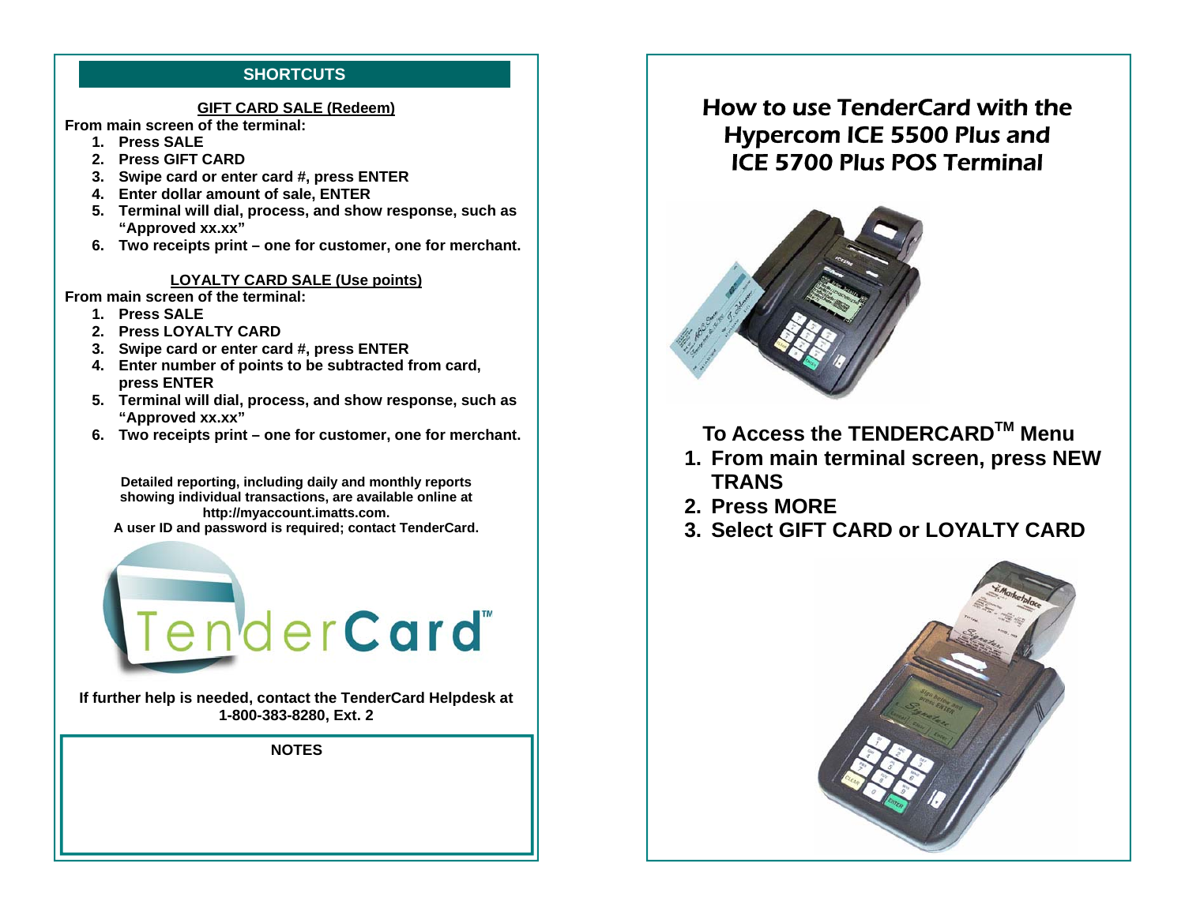## SHORTCUTS

### GIFT CARD SALE (Redeem)

**From main screen of the terminal:**

1. **Press SALE**
2. **Press GIFT CARD**
3. **Swipe card or enter card #, press ENTER**
4. **Enter dollar amount of sale, ENTER**
5. **Terminal will dial, process, and show response, such as "Approved xx.xx"**
6. **Two receipts print – one for customer, one for merchant.**

### LOYALTY CARD SALE (Use points)

**From main screen of the terminal:**

1. **Press SALE**
2. **Press LOYALTY CARD**
3. **Swipe card or enter card #, press ENTER**
4. **Enter number of points to be subtracted from card, press ENTER**
5. **Terminal will dial, process, and show response, such as "Approved xx.xx"**
6. **Two receipts print – one for customer, one for merchant.**

**Detailed reporting, including daily and monthly reports showing individual transactions, are available online at http://myaccount.imatts.com.**
**A user ID and password is required; contact TenderCard.**

TenderCard™

**If further help is needed, contact the TenderCard Helpdesk at 1-800-383-8280, Ext. 2**

**NOTES**

# How to use TenderCard with the Hypercom ICE 5500 Plus and ICE 5700 Plus POS Terminal

## To Access the TENDERCARD™ Menu

1. **From main terminal screen, press NEW TRANS**
2. **Press MORE**
3. **Select GIFT CARD or LOYALTY CARD**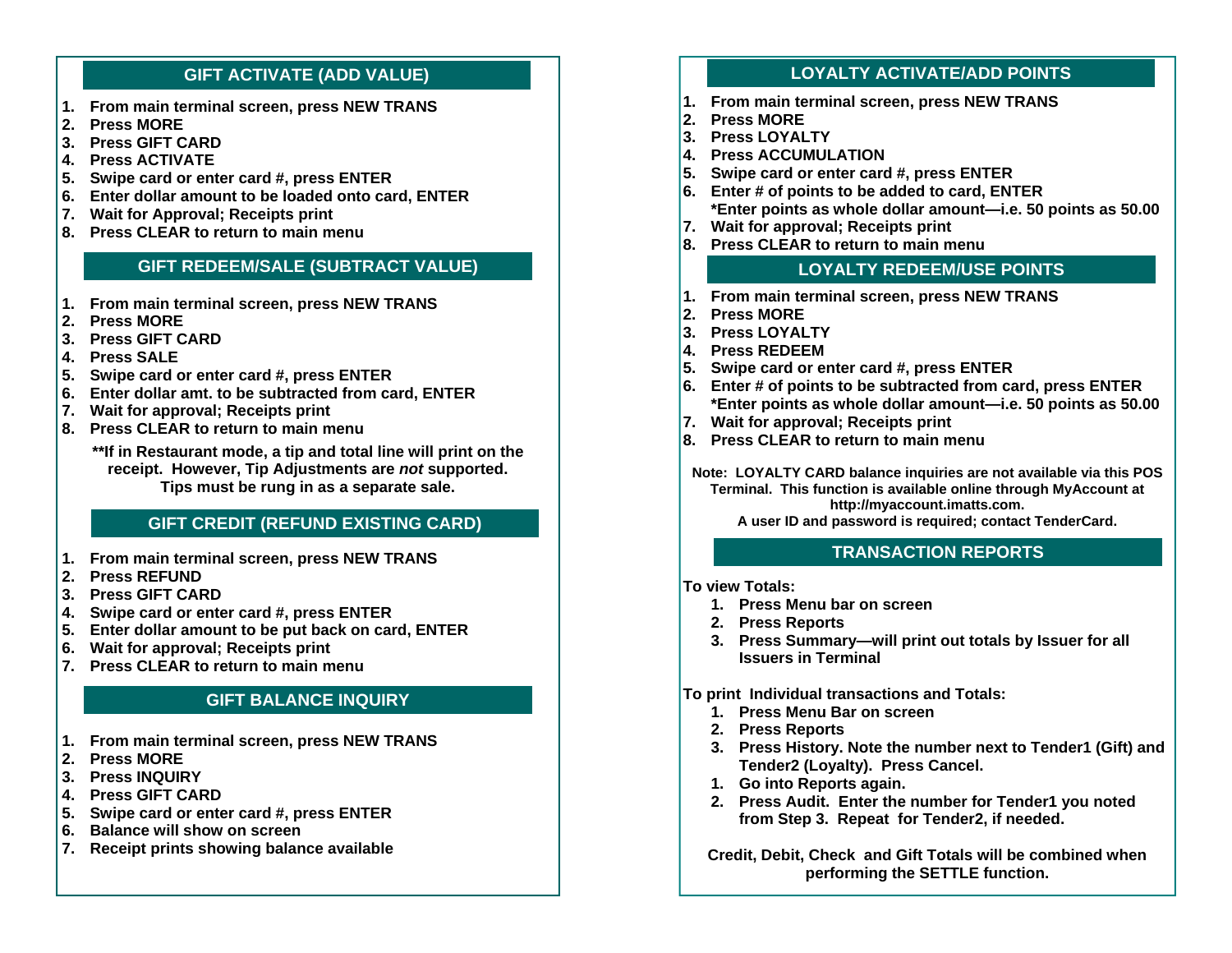## GIFT ACTIVATE (ADD VALUE)

1. From main terminal screen, press NEW TRANS
2. Press MORE
3. Press GIFT CARD
4. Press ACTIVATE
5. Swipe card or enter card #, press ENTER
6. Enter dollar amount to be loaded onto card, ENTER
7. Wait for Approval; Receipts print
8. Press CLEAR to return to main menu

## GIFT REDEEM/SALE (SUBTRACT VALUE)

1. From main terminal screen, press NEW TRANS
2. Press MORE
3. Press GIFT CARD
4. Press SALE
5. Swipe card or enter card #, press ENTER
6. Enter dollar amt. to be subtracted from card, ENTER
7. Wait for approval; Receipts print
8. Press CLEAR to return to main menu

**If in Restaurant mode, a tip and total line will print on the receipt. However, Tip Adjustments are *not* supported. Tips must be rung in as a separate sale.

## GIFT CREDIT (REFUND EXISTING CARD)

1. From main terminal screen, press NEW TRANS
2. Press REFUND
3. Press GIFT CARD
4. Swipe card or enter card #, press ENTER
5. Enter dollar amount to be put back on card, ENTER
6. Wait for approval; Receipts print
7. Press CLEAR to return to main menu

## GIFT BALANCE INQUIRY

1. From main terminal screen, press NEW TRANS
2. Press MORE
3. Press INQUIRY
4. Press GIFT CARD
5. Swipe card or enter card #, press ENTER
6. Balance will show on screen
7. Receipt prints showing balance available

## LOYALTY ACTIVATE/ADD POINTS

1. From main terminal screen, press NEW TRANS
2. Press MORE
3. Press LOYALTY
4. Press ACCUMULATION
5. Swipe card or enter card #, press ENTER
6. Enter # of points to be added to card, ENTER
   *Enter points as whole dollar amount—i.e. 50 points as 50.00
7. Wait for approval; Receipts print
8. Press CLEAR to return to main menu

## LOYALTY REDEEM/USE POINTS

1. From main terminal screen, press NEW TRANS
2. Press MORE
3. Press LOYALTY
4. Press REDEEM
5. Swipe card or enter card #, press ENTER
6. Enter # of points to be subtracted from card, press ENTER
   *Enter points as whole dollar amount—i.e. 50 points as 50.00
7. Wait for approval; Receipts print
8. Press CLEAR to return to main menu

Note: LOYALTY CARD balance inquiries are not available via this POS Terminal. This function is available online through MyAccount at http://myaccount.imatts.com.
A user ID and password is required; contact TenderCard.

## TRANSACTION REPORTS

To view Totals:

1. Press Menu bar on screen
2. Press Reports
3. Press Summary—will print out totals by Issuer for all Issuers in Terminal

To print Individual transactions and Totals:

1. Press Menu Bar on screen
2. Press Reports
3. Press History. Note the number next to Tender1 (Gift) and Tender2 (Loyalty). Press Cancel.

1. Go into Reports again.
2. Press Audit. Enter the number for Tender1 you noted from Step 3. Repeat for Tender2, if needed.

Credit, Debit, Check and Gift Totals will be combined when performing the SETTLE function.